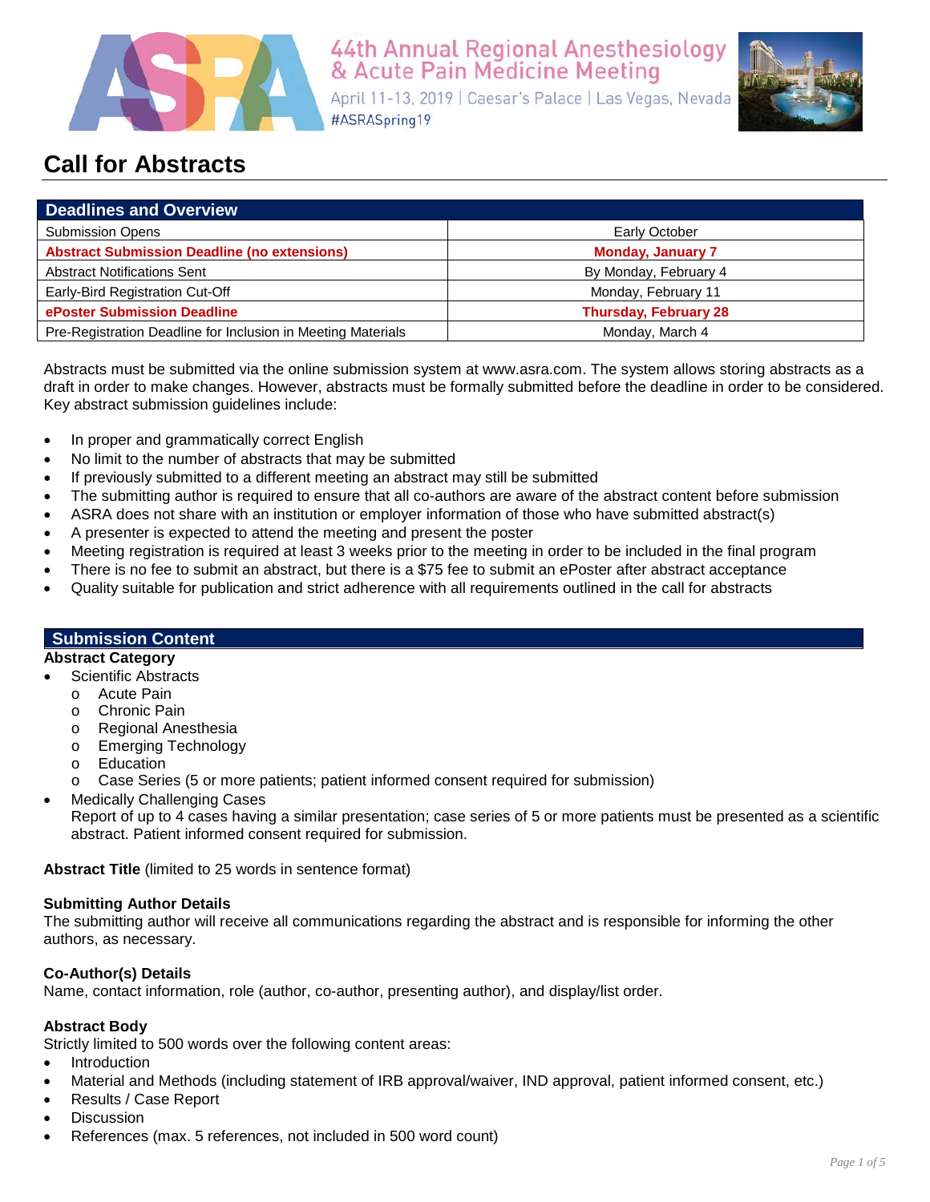44th Annual Regional Anesthesiology & Acute Pain Medicine Meeting

April 11-13, 2019 | Caesar's Palace | Las Vegas, Nevada

#ASRASpring19

# Call for Abstracts

| Deadlines and Overview | |
|---|---|
| Submission Opens | Early October |
| **Abstract Submission Deadline (no extensions)** | **Monday, January 7** |
| Abstract Notifications Sent | By Monday, February 4 |
| Early-Bird Registration Cut-Off | Monday, February 11 |
| **ePoster Submission Deadline** | **Thursday, February 28** |
| Pre-Registration Deadline for Inclusion in Meeting Materials | Monday, March 4 |

Abstracts must be submitted via the online submission system at www.asra.com. The system allows storing abstracts as a draft in order to make changes. However, abstracts must be formally submitted before the deadline in order to be considered. Key abstract submission guidelines include:

- In proper and grammatically correct English
- No limit to the number of abstracts that may be submitted
- If previously submitted to a different meeting an abstract may still be submitted
- The submitting author is required to ensure that all co-authors are aware of the abstract content before submission
- ASRA does not share with an institution or employer information of those who have submitted abstract(s)
- A presenter is expected to attend the meeting and present the poster
- Meeting registration is required at least 3 weeks prior to the meeting in order to be included in the final program
- There is no fee to submit an abstract, but there is a $75 fee to submit an ePoster after abstract acceptance
- Quality suitable for publication and strict adherence with all requirements outlined in the call for abstracts

## Submission Content

**Abstract Category**

- Scientific Abstracts
  - Acute Pain
  - Chronic Pain
  - Regional Anesthesia
  - Emerging Technology
  - Education
  - Case Series (5 or more patients; patient informed consent required for submission)
- Medically Challenging Cases
  Report of up to 4 cases having a similar presentation; case series of 5 or more patients must be presented as a scientific abstract. Patient informed consent required for submission.

**Abstract Title** (limited to 25 words in sentence format)

**Submitting Author Details**

The submitting author will receive all communications regarding the abstract and is responsible for informing the other authors, as necessary.

**Co-Author(s) Details**

Name, contact information, role (author, co-author, presenting author), and display/list order.

**Abstract Body**

Strictly limited to 500 words over the following content areas:

- Introduction
- Material and Methods (including statement of IRB approval/waiver, IND approval, patient informed consent, etc.)
- Results / Case Report
- Discussion
- References (max. 5 references, not included in 500 word count)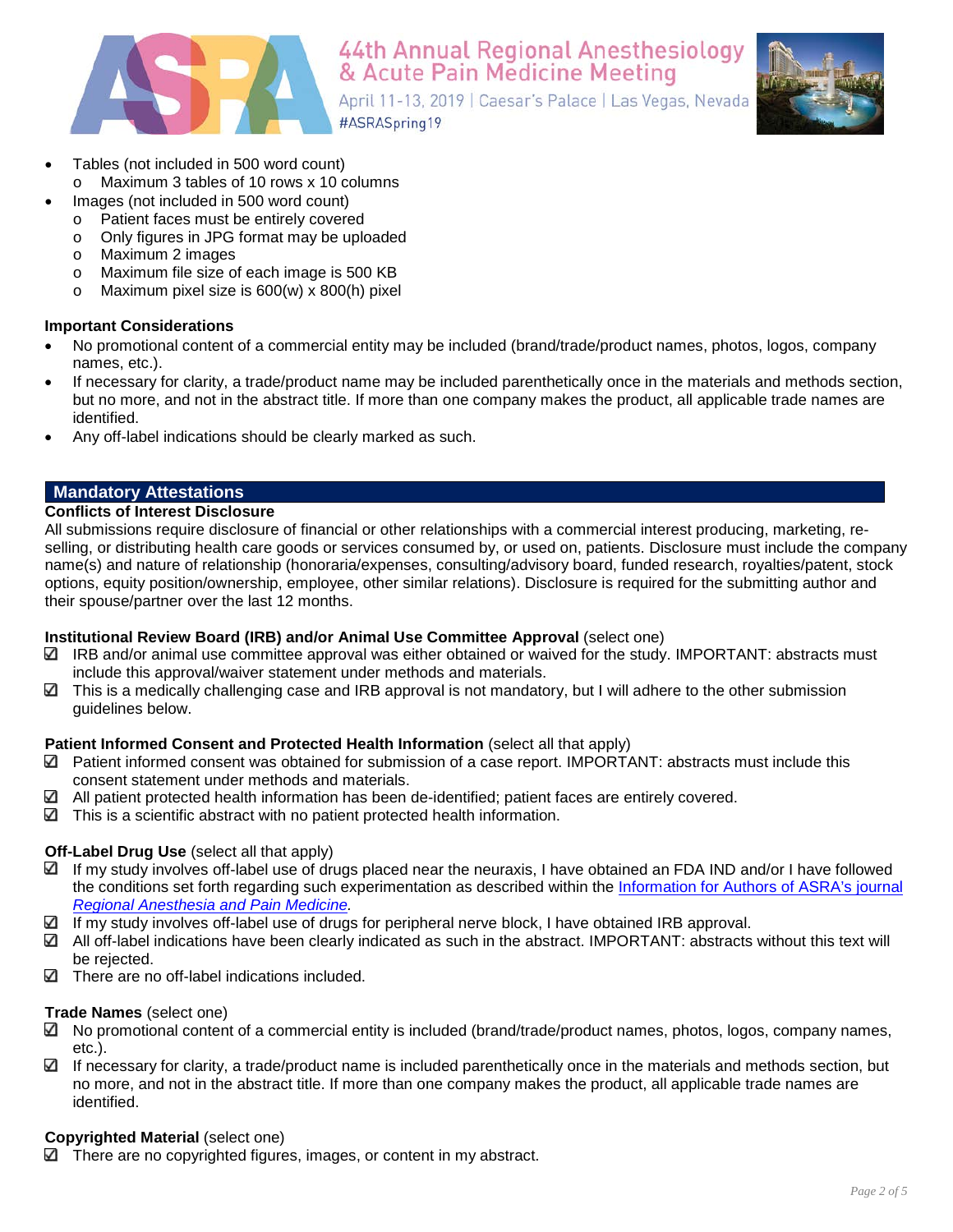- Tables (not included in 500 word count)
  - Maximum 3 tables of 10 rows x 10 columns
- Images (not included in 500 word count)
  - Patient faces must be entirely covered
  - Only figures in JPG format may be uploaded
  - Maximum 2 images
  - Maximum file size of each image is 500 KB
  - Maximum pixel size is 600(w) x 800(h) pixel

**Important Considerations**

- No promotional content of a commercial entity may be included (brand/trade/product names, photos, logos, company names, etc.).
- If necessary for clarity, a trade/product name may be included parenthetically once in the materials and methods section, but no more, and not in the abstract title. If more than one company makes the product, all applicable trade names are identified.
- Any off-label indications should be clearly marked as such.

## Mandatory Attestations

**Conflicts of Interest Disclosure**

All submissions require disclosure of financial or other relationships with a commercial interest producing, marketing, re-selling, or distributing health care goods or services consumed by, or used on, patients. Disclosure must include the company name(s) and nature of relationship (honoraria/expenses, consulting/advisory board, funded research, royalties/patent, stock options, equity position/ownership, employee, other similar relations). Disclosure is required for the submitting author and their spouse/partner over the last 12 months.

**Institutional Review Board (IRB) and/or Animal Use Committee Approval** (select one)

☑ IRB and/or animal use committee approval was either obtained or waived for the study. IMPORTANT: abstracts must include this approval/waiver statement under methods and materials.

☑ This is a medically challenging case and IRB approval is not mandatory, but I will adhere to the other submission guidelines below.

**Patient Informed Consent and Protected Health Information** (select all that apply)

☑ Patient informed consent was obtained for submission of a case report. IMPORTANT: abstracts must include this consent statement under methods and materials.

☑ All patient protected health information has been de-identified; patient faces are entirely covered.

☑ This is a scientific abstract with no patient protected health information.

**Off-Label Drug Use** (select all that apply)

☑ If my study involves off-label use of drugs placed near the neuraxis, I have obtained an FDA IND and/or I have followed the conditions set forth regarding such experimentation as described within the Information for Authors of ASRA's journal *Regional Anesthesia and Pain Medicine*.

☑ If my study involves off-label use of drugs for peripheral nerve block, I have obtained IRB approval.

☑ All off-label indications have been clearly indicated as such in the abstract. IMPORTANT: abstracts without this text will be rejected.

☑ There are no off-label indications included.

**Trade Names** (select one)

☑ No promotional content of a commercial entity is included (brand/trade/product names, photos, logos, company names, etc.).

☑ If necessary for clarity, a trade/product name is included parenthetically once in the materials and methods section, but no more, and not in the abstract title. If more than one company makes the product, all applicable trade names are identified.

**Copyrighted Material** (select one)

☑ There are no copyrighted figures, images, or content in my abstract.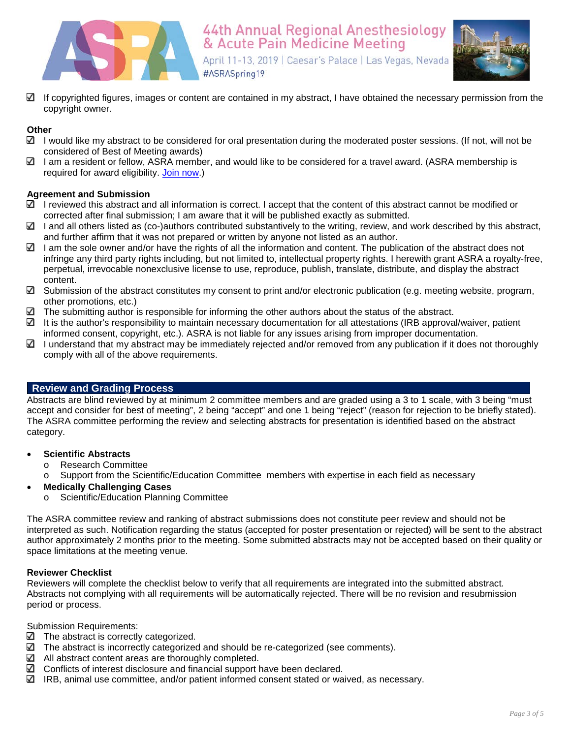- ☑ If copyrighted figures, images or content are contained in my abstract, I have obtained the necessary permission from the copyright owner.

**Other**

- ☑ I would like my abstract to be considered for oral presentation during the moderated poster sessions. (If not, will not be considered of Best of Meeting awards)
- ☑ I am a resident or fellow, ASRA member, and would like to be considered for a travel award. (ASRA membership is required for award eligibility. Join now.)

**Agreement and Submission**

- ☑ I reviewed this abstract and all information is correct. I accept that the content of this abstract cannot be modified or corrected after final submission; I am aware that it will be published exactly as submitted.
- ☑ I and all others listed as (co-)authors contributed substantively to the writing, review, and work described by this abstract, and further affirm that it was not prepared or written by anyone not listed as an author.
- ☑ I am the sole owner and/or have the rights of all the information and content. The publication of the abstract does not infringe any third party rights including, but not limited to, intellectual property rights. I herewith grant ASRA a royalty-free, perpetual, irrevocable nonexclusive license to use, reproduce, publish, translate, distribute, and display the abstract content.
- ☑ Submission of the abstract constitutes my consent to print and/or electronic publication (e.g. meeting website, program, other promotions, etc.)
- ☑ The submitting author is responsible for informing the other authors about the status of the abstract.
- ☑ It is the author's responsibility to maintain necessary documentation for all attestations (IRB approval/waiver, patient informed consent, copyright, etc.). ASRA is not liable for any issues arising from improper documentation.
- ☑ I understand that my abstract may be immediately rejected and/or removed from any publication if it does not thoroughly comply with all of the above requirements.

## Review and Grading Process

Abstracts are blind reviewed by at minimum 2 committee members and are graded using a 3 to 1 scale, with 3 being "must accept and consider for best of meeting", 2 being "accept" and one 1 being "reject" (reason for rejection to be briefly stated). The ASRA committee performing the review and selecting abstracts for presentation is identified based on the abstract category.

- **Scientific Abstracts**
  - Research Committee
  - Support from the Scientific/Education Committee members with expertise in each field as necessary
- **Medically Challenging Cases**
  - Scientific/Education Planning Committee

The ASRA committee review and ranking of abstract submissions does not constitute peer review and should not be interpreted as such. Notification regarding the status (accepted for poster presentation or rejected) will be sent to the abstract author approximately 2 months prior to the meeting. Some submitted abstracts may not be accepted based on their quality or space limitations at the meeting venue.

**Reviewer Checklist**

Reviewers will complete the checklist below to verify that all requirements are integrated into the submitted abstract. Abstracts not complying with all requirements will be automatically rejected. There will be no revision and resubmission period or process.

Submission Requirements:

- ☑ The abstract is correctly categorized.
- ☑ The abstract is incorrectly categorized and should be re-categorized (see comments).
- ☑ All abstract content areas are thoroughly completed.
- ☑ Conflicts of interest disclosure and financial support have been declared.
- ☑ IRB, animal use committee, and/or patient informed consent stated or waived, as necessary.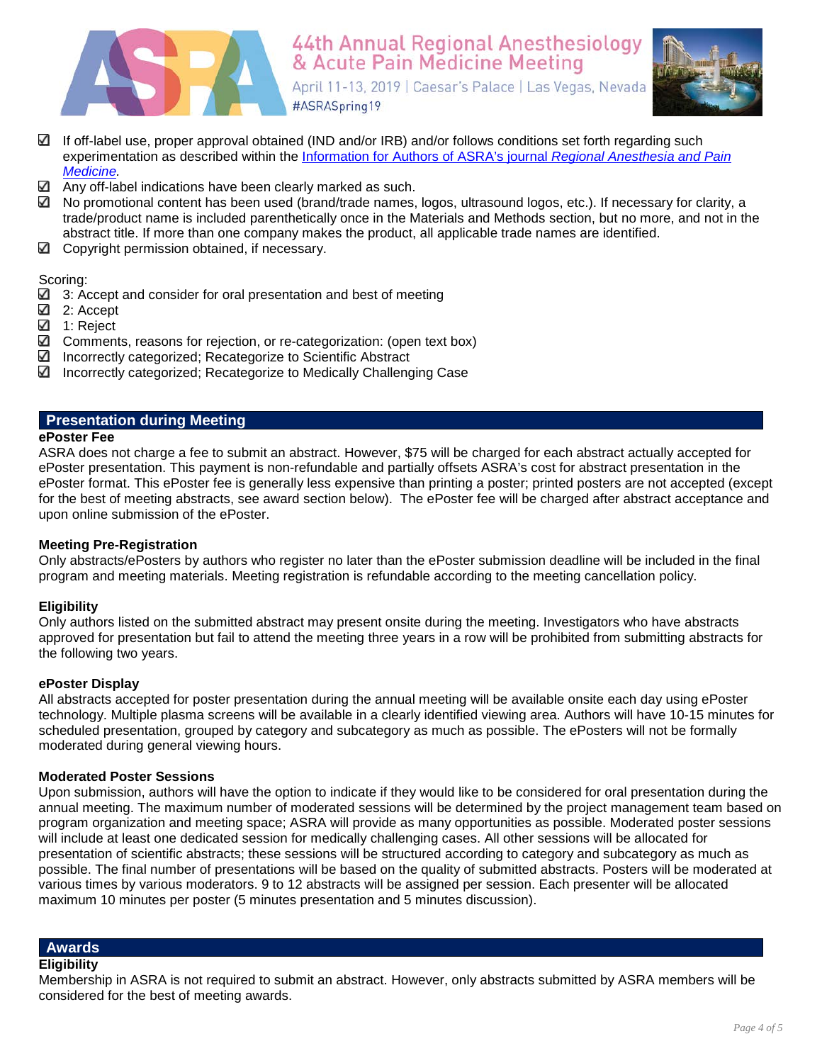- ☑ If off-label use, proper approval obtained (IND and/or IRB) and/or follows conditions set forth regarding such experimentation as described within the Information for Authors of ASRA's journal *Regional Anesthesia and Pain Medicine*.
- ☑ Any off-label indications have been clearly marked as such.
- ☑ No promotional content has been used (brand/trade names, logos, ultrasound logos, etc.). If necessary for clarity, a trade/product name is included parenthetically once in the Materials and Methods section, but no more, and not in the abstract title. If more than one company makes the product, all applicable trade names are identified.
- ☑ Copyright permission obtained, if necessary.

Scoring:

- ☑ 3: Accept and consider for oral presentation and best of meeting
- ☑ 2: Accept
- ☑ 1: Reject
- ☑ Comments, reasons for rejection, or re-categorization: (open text box)
- ☑ Incorrectly categorized; Recategorize to Scientific Abstract
- ☑ Incorrectly categorized; Recategorize to Medically Challenging Case

## Presentation during Meeting

**ePoster Fee**

ASRA does not charge a fee to submit an abstract. However, $75 will be charged for each abstract actually accepted for ePoster presentation. This payment is non-refundable and partially offsets ASRA's cost for abstract presentation in the ePoster format. This ePoster fee is generally less expensive than printing a poster; printed posters are not accepted (except for the best of meeting abstracts, see award section below). The ePoster fee will be charged after abstract acceptance and upon online submission of the ePoster.

**Meeting Pre-Registration**

Only abstracts/ePosters by authors who register no later than the ePoster submission deadline will be included in the final program and meeting materials. Meeting registration is refundable according to the meeting cancellation policy.

**Eligibility**

Only authors listed on the submitted abstract may present onsite during the meeting. Investigators who have abstracts approved for presentation but fail to attend the meeting three years in a row will be prohibited from submitting abstracts for the following two years.

**ePoster Display**

All abstracts accepted for poster presentation during the annual meeting will be available onsite each day using ePoster technology. Multiple plasma screens will be available in a clearly identified viewing area. Authors will have 10-15 minutes for scheduled presentation, grouped by category and subcategory as much as possible. The ePosters will not be formally moderated during general viewing hours.

**Moderated Poster Sessions**

Upon submission, authors will have the option to indicate if they would like to be considered for oral presentation during the annual meeting. The maximum number of moderated sessions will be determined by the project management team based on program organization and meeting space; ASRA will provide as many opportunities as possible. Moderated poster sessions will include at least one dedicated session for medically challenging cases. All other sessions will be allocated for presentation of scientific abstracts; these sessions will be structured according to category and subcategory as much as possible. The final number of presentations will be based on the quality of submitted abstracts. Posters will be moderated at various times by various moderators. 9 to 12 abstracts will be assigned per session. Each presenter will be allocated maximum 10 minutes per poster (5 minutes presentation and 5 minutes discussion).

## Awards

**Eligibility**

Membership in ASRA is not required to submit an abstract. However, only abstracts submitted by ASRA members will be considered for the best of meeting awards.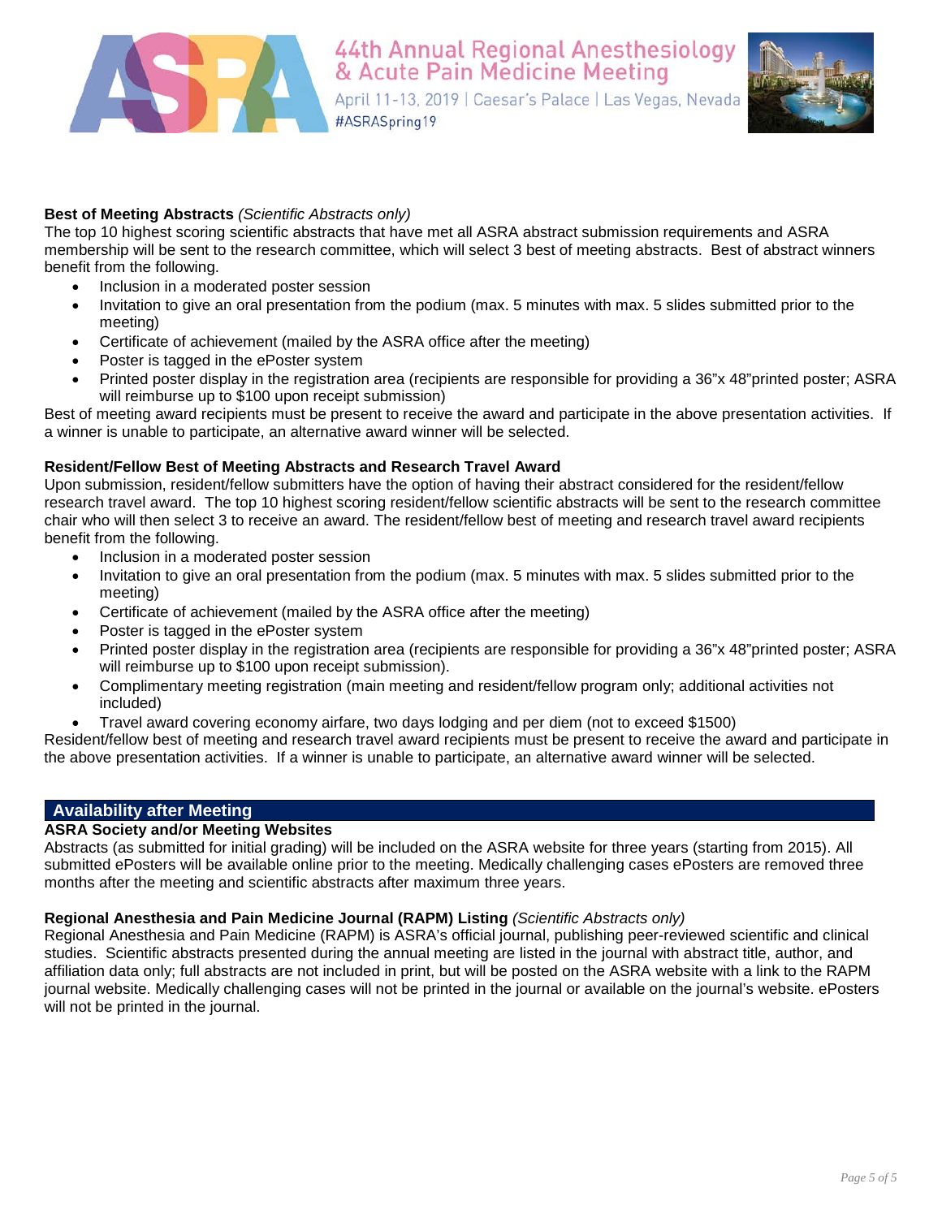**Best of Meeting Abstracts** *(Scientific Abstracts only)*
The top 10 highest scoring scientific abstracts that have met all ASRA abstract submission requirements and ASRA membership will be sent to the research committee, which will select 3 best of meeting abstracts. Best of abstract winners benefit from the following.

- Inclusion in a moderated poster session
- Invitation to give an oral presentation from the podium (max. 5 minutes with max. 5 slides submitted prior to the meeting)
- Certificate of achievement (mailed by the ASRA office after the meeting)
- Poster is tagged in the ePoster system
- Printed poster display in the registration area (recipients are responsible for providing a 36"x 48"printed poster; ASRA will reimburse up to $100 upon receipt submission)

Best of meeting award recipients must be present to receive the award and participate in the above presentation activities. If a winner is unable to participate, an alternative award winner will be selected.

**Resident/Fellow Best of Meeting Abstracts and Research Travel Award**
Upon submission, resident/fellow submitters have the option of having their abstract considered for the resident/fellow research travel award. The top 10 highest scoring resident/fellow scientific abstracts will be sent to the research committee chair who will then select 3 to receive an award. The resident/fellow best of meeting and research travel award recipients benefit from the following.

- Inclusion in a moderated poster session
- Invitation to give an oral presentation from the podium (max. 5 minutes with max. 5 slides submitted prior to the meeting)
- Certificate of achievement (mailed by the ASRA office after the meeting)
- Poster is tagged in the ePoster system
- Printed poster display in the registration area (recipients are responsible for providing a 36"x 48"printed poster; ASRA will reimburse up to $100 upon receipt submission).
- Complimentary meeting registration (main meeting and resident/fellow program only; additional activities not included)
- Travel award covering economy airfare, two days lodging and per diem (not to exceed $1500)

Resident/fellow best of meeting and research travel award recipients must be present to receive the award and participate in the above presentation activities. If a winner is unable to participate, an alternative award winner will be selected.

## Availability after Meeting

**ASRA Society and/or Meeting Websites**
Abstracts (as submitted for initial grading) will be included on the ASRA website for three years (starting from 2015). All submitted ePosters will be available online prior to the meeting. Medically challenging cases ePosters are removed three months after the meeting and scientific abstracts after maximum three years.

**Regional Anesthesia and Pain Medicine Journal (RAPM) Listing** *(Scientific Abstracts only)*
Regional Anesthesia and Pain Medicine (RAPM) is ASRA's official journal, publishing peer-reviewed scientific and clinical studies. Scientific abstracts presented during the annual meeting are listed in the journal with abstract title, author, and affiliation data only; full abstracts are not included in print, but will be posted on the ASRA website with a link to the RAPM journal website. Medically challenging cases will not be printed in the journal or available on the journal's website. ePosters will not be printed in the journal.